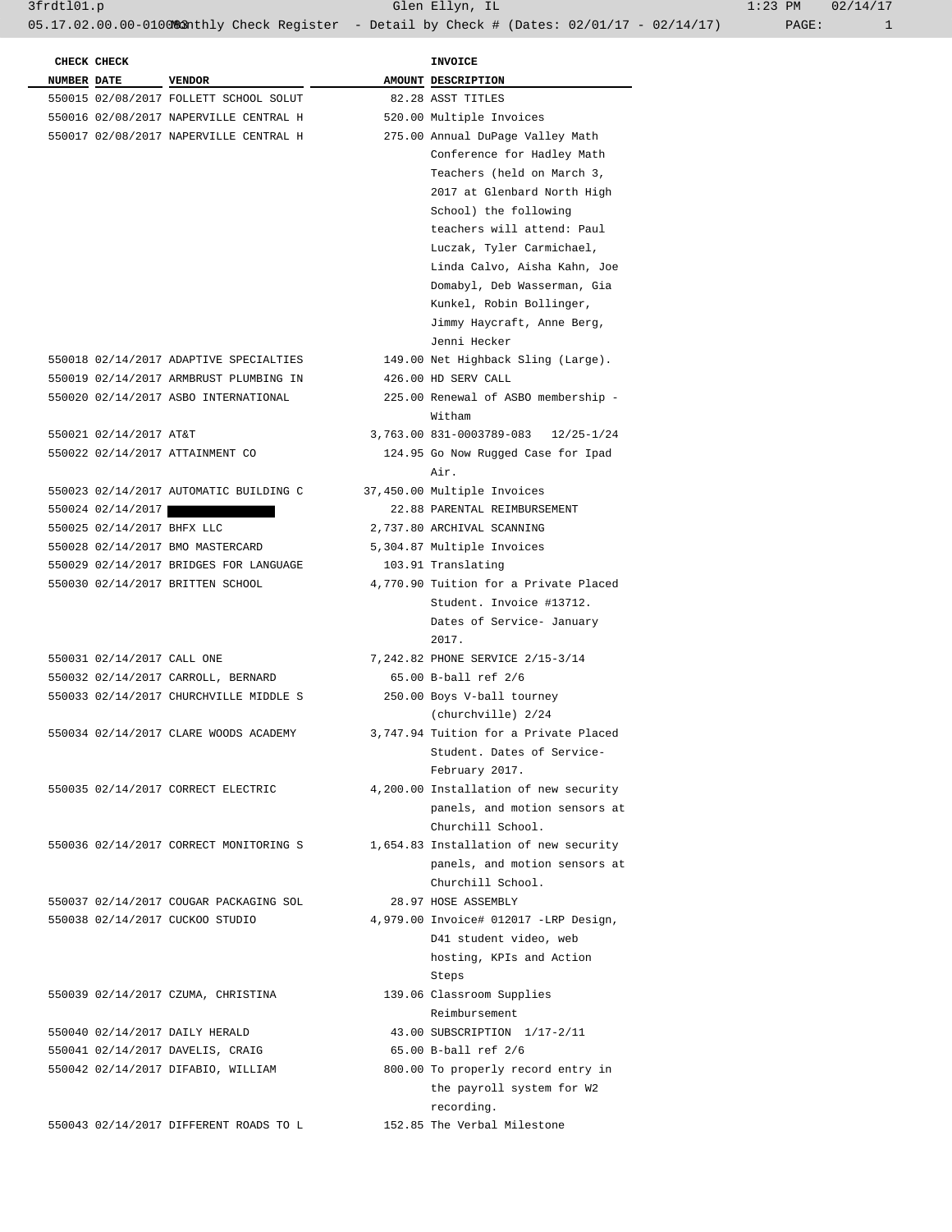3frdtl01.p Glen Ellyn, IL 1:23 PM 02/14/17

05.17.02.00.00-010083 Monthly Check Register - Detail by Check # (Dates: 02/01/17 - 02/14/17)

| CHECK NUMBER | CHECK DATE | VENDOR | AMOUNT | INVOICE DESCRIPTION |
|---|---|---|---|---|
| 550015 | 02/08/2017 | FOLLETT SCHOOL SOLUT | 82.28 | ASST TITLES |
| 550016 | 02/08/2017 | NAPERVILLE CENTRAL H | 520.00 | Multiple Invoices |
| 550017 | 02/08/2017 | NAPERVILLE CENTRAL H | 275.00 | Annual DuPage Valley Math Conference for Hadley Math Teachers (held on March 3, 2017 at Glenbard North High School) the following teachers will attend: Paul Luczak, Tyler Carmichael, Linda Calvo, Aisha Kahn, Joe Domabyl, Deb Wasserman, Gia Kunkel, Robin Bollinger, Jimmy Haycraft, Anne Berg, Jenni Hecker |
| 550018 | 02/14/2017 | ADAPTIVE SPECIALTIES | 149.00 | Net Highback Sling (Large). |
| 550019 | 02/14/2017 | ARMBRUST PLUMBING IN | 426.00 | HD SERV CALL |
| 550020 | 02/14/2017 | ASBO INTERNATIONAL | 225.00 | Renewal of ASBO membership - Witham |
| 550021 | 02/14/2017 | AT&T | 3,763.00 | 831-0003789-083 12/25-1/24 |
| 550022 | 02/14/2017 | ATTAINMENT CO | 124.95 | Go Now Rugged Case for Ipad Air. |
| 550023 | 02/14/2017 | AUTOMATIC BUILDING C | 37,450.00 | Multiple Invoices |
| 550024 | 02/14/2017 | [REDACTED] | 22.88 | PARENTAL REIMBURSEMENT |
| 550025 | 02/14/2017 | BHFX LLC | 2,737.80 | ARCHIVAL SCANNING |
| 550028 | 02/14/2017 | BMO MASTERCARD | 5,304.87 | Multiple Invoices |
| 550029 | 02/14/2017 | BRIDGES FOR LANGUAGE | 103.91 | Translating |
| 550030 | 02/14/2017 | BRITTEN SCHOOL | 4,770.90 | Tuition for a Private Placed Student. Invoice #13712. Dates of Service- January 2017. |
| 550031 | 02/14/2017 | CALL ONE | 7,242.82 | PHONE SERVICE 2/15-3/14 |
| 550032 | 02/14/2017 | CARROLL, BERNARD | 65.00 | B-ball ref 2/6 |
| 550033 | 02/14/2017 | CHURCHVILLE MIDDLE S | 250.00 | Boys V-ball tourney (churchville) 2/24 |
| 550034 | 02/14/2017 | CLARE WOODS ACADEMY | 3,747.94 | Tuition for a Private Placed Student. Dates of Service- February 2017. |
| 550035 | 02/14/2017 | CORRECT ELECTRIC | 4,200.00 | Installation of new security panels, and motion sensors at Churchill School. |
| 550036 | 02/14/2017 | CORRECT MONITORING S | 1,654.83 | Installation of new security panels, and motion sensors at Churchill School. |
| 550037 | 02/14/2017 | COUGAR PACKAGING SOL | 28.97 | HOSE ASSEMBLY |
| 550038 | 02/14/2017 | CUCKOO STUDIO | 4,979.00 | Invoice# 012017 -LRP Design, D41 student video, web hosting, KPIs and Action Steps |
| 550039 | 02/14/2017 | CZUMA, CHRISTINA | 139.06 | Classroom Supplies Reimbursement |
| 550040 | 02/14/2017 | DAILY HERALD | 43.00 | SUBSCRIPTION 1/17-2/11 |
| 550041 | 02/14/2017 | DAVELIS, CRAIG | 65.00 | B-ball ref 2/6 |
| 550042 | 02/14/2017 | DIFABIO, WILLIAM | 800.00 | To properly record entry in the payroll system for W2 recording. |
| 550043 | 02/14/2017 | DIFFERENT ROADS TO L | 152.85 | The Verbal Milestone |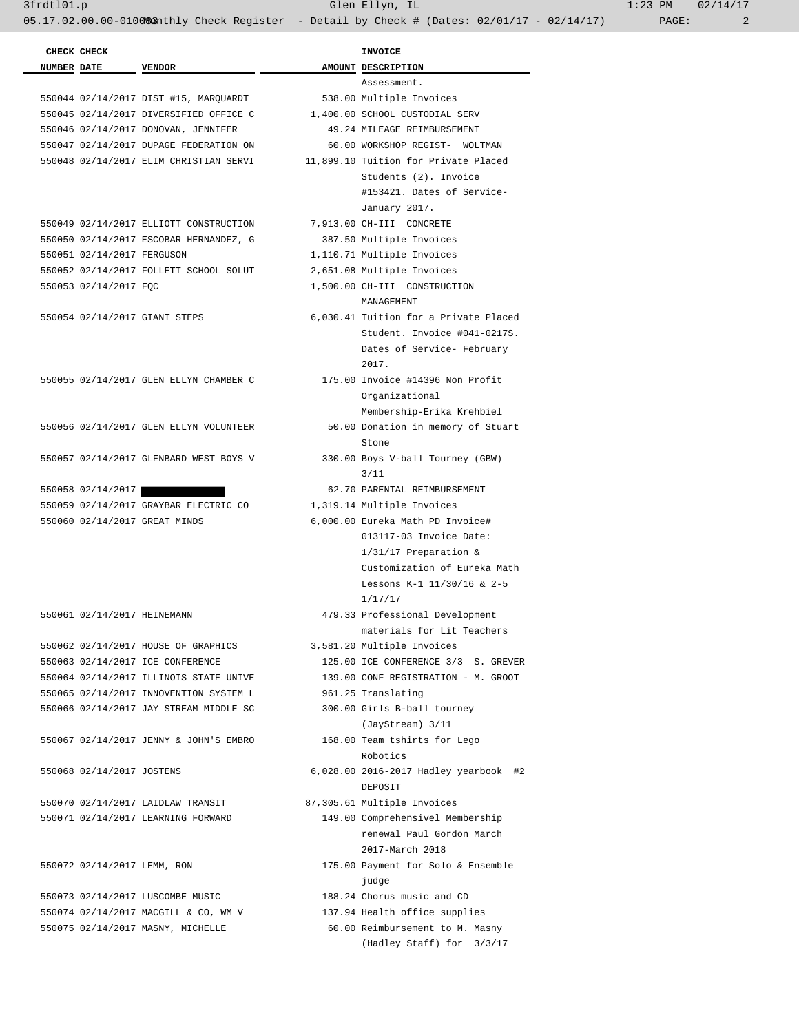| CHECK NUMBER | CHECK DATE | VENDOR | AMOUNT | INVOICE DESCRIPTION |
|---|---|---|---|---|
| | | | | Assessment. |
| 550044 | 02/14/2017 | DIST #15, MARQUARDT | 538.00 | Multiple Invoices |
| 550045 | 02/14/2017 | DIVERSIFIED OFFICE C | 1,400.00 | SCHOOL CUSTODIAL SERV |
| 550046 | 02/14/2017 | DONOVAN, JENNIFER | 49.24 | MILEAGE REIMBURSEMENT |
| 550047 | 02/14/2017 | DUPAGE FEDERATION ON | 60.00 | WORKSHOP REGIST- WOLTMAN |
| 550048 | 02/14/2017 | ELIM CHRISTIAN SERVI | 11,899.10 | Tuition for Private Placed Students (2). Invoice #153421. Dates of Service- January 2017. |
| 550049 | 02/14/2017 | ELLIOTT CONSTRUCTION | 7,913.00 | CH-III CONCRETE |
| 550050 | 02/14/2017 | ESCOBAR HERNANDEZ, G | 387.50 | Multiple Invoices |
| 550051 | 02/14/2017 | FERGUSON | 1,110.71 | Multiple Invoices |
| 550052 | 02/14/2017 | FOLLETT SCHOOL SOLUT | 2,651.08 | Multiple Invoices |
| 550053 | 02/14/2017 | FQC | 1,500.00 | CH-III CONSTRUCTION MANAGEMENT |
| 550054 | 02/14/2017 | GIANT STEPS | 6,030.41 | Tuition for a Private Placed Student. Invoice #041-0217S. Dates of Service- February 2017. |
| 550055 | 02/14/2017 | GLEN ELLYN CHAMBER C | 175.00 | Invoice #14396 Non Profit Organizational Membership-Erika Krehbiel |
| 550056 | 02/14/2017 | GLEN ELLYN VOLUNTEER | 50.00 | Donation in memory of Stuart Stone |
| 550057 | 02/14/2017 | GLENBARD WEST BOYS V | 330.00 | Boys V-ball Tourney (GBW) 3/11 |
| 550058 | 02/14/2017 | | 62.70 | PARENTAL REIMBURSEMENT |
| 550059 | 02/14/2017 | GRAYBAR ELECTRIC CO | 1,319.14 | Multiple Invoices |
| 550060 | 02/14/2017 | GREAT MINDS | 6,000.00 | Eureka Math PD Invoice# 013117-03 Invoice Date: 1/31/17 Preparation & Customization of Eureka Math Lessons K-1 11/30/16 & 2-5 1/17/17 |
| 550061 | 02/14/2017 | HEINEMANN | 479.33 | Professional Development materials for Lit Teachers |
| 550062 | 02/14/2017 | HOUSE OF GRAPHICS | 3,581.20 | Multiple Invoices |
| 550063 | 02/14/2017 | ICE CONFERENCE | 125.00 | ICE CONFERENCE 3/3 S. GREVER |
| 550064 | 02/14/2017 | ILLINOIS STATE UNIVE | 139.00 | CONF REGISTRATION - M. GROOT |
| 550065 | 02/14/2017 | INNOVENTION SYSTEM L | 961.25 | Translating |
| 550066 | 02/14/2017 | JAY STREAM MIDDLE SC | 300.00 | Girls B-ball tourney (JayStream) 3/11 |
| 550067 | 02/14/2017 | JENNY & JOHN'S EMBRO | 168.00 | Team tshirts for Lego Robotics |
| 550068 | 02/14/2017 | JOSTENS | 6,028.00 | 2016-2017 Hadley yearbook #2 DEPOSIT |
| 550070 | 02/14/2017 | LAIDLAW TRANSIT | 87,305.61 | Multiple Invoices |
| 550071 | 02/14/2017 | LEARNING FORWARD | 149.00 | Comprehensivel Membership renewal Paul Gordon March 2017-March 2018 |
| 550072 | 02/14/2017 | LEMM, RON | 175.00 | Payment for Solo & Ensemble judge |
| 550073 | 02/14/2017 | LUSCOMBE MUSIC | 188.24 | Chorus music and CD |
| 550074 | 02/14/2017 | MACGILL & CO, WM V | 137.94 | Health office supplies |
| 550075 | 02/14/2017 | MASNY, MICHELLE | 60.00 | Reimbursement to M. Masny (Hadley Staff) for 3/3/17 |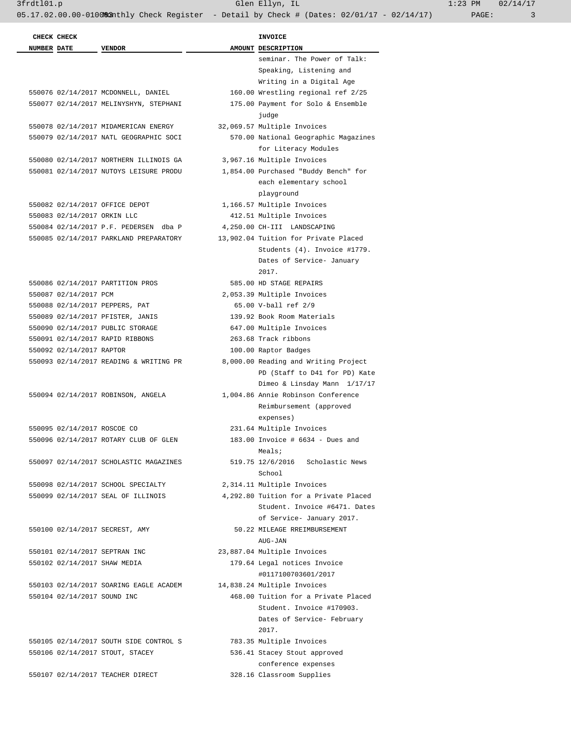| CHECK NUMBER | CHECK DATE | VENDOR | AMOUNT | INVOICE DESCRIPTION |
|---|---|---|---|---|
| | | | | seminar. The Power of Talk: Speaking, Listening and Writing in a Digital Age |
| 550076 | 02/14/2017 | MCDONNELL, DANIEL | 160.00 | Wrestling regional ref 2/25 |
| 550077 | 02/14/2017 | MELINYSHYN, STEPHANI | 175.00 | Payment for Solo & Ensemble judge |
| 550078 | 02/14/2017 | MIDAMERICAN ENERGY | 32,069.57 | Multiple Invoices |
| 550079 | 02/14/2017 | NATL GEOGRAPHIC SOCI | 570.00 | National Geographic Magazines for Literacy Modules |
| 550080 | 02/14/2017 | NORTHERN ILLINOIS GA | 3,967.16 | Multiple Invoices |
| 550081 | 02/14/2017 | NUTOYS LEISURE PRODU | 1,854.00 | Purchased "Buddy Bench" for each elementary school playground |
| 550082 | 02/14/2017 | OFFICE DEPOT | 1,166.57 | Multiple Invoices |
| 550083 | 02/14/2017 | ORKIN LLC | 412.51 | Multiple Invoices |
| 550084 | 02/14/2017 | P.F. PEDERSEN dba P | 4,250.00 | CH-III LANDSCAPING |
| 550085 | 02/14/2017 | PARKLAND PREPARATORY | 13,902.04 | Tuition for Private Placed Students (4). Invoice #1779. Dates of Service- January 2017. |
| 550086 | 02/14/2017 | PARTITION PROS | 585.00 | HD STAGE REPAIRS |
| 550087 | 02/14/2017 | PCM | 2,053.39 | Multiple Invoices |
| 550088 | 02/14/2017 | PEPPERS, PAT | 65.00 | V-ball ref 2/9 |
| 550089 | 02/14/2017 | PFISTER, JANIS | 139.92 | Book Room Materials |
| 550090 | 02/14/2017 | PUBLIC STORAGE | 647.00 | Multiple Invoices |
| 550091 | 02/14/2017 | RAPID RIBBONS | 263.68 | Track ribbons |
| 550092 | 02/14/2017 | RAPTOR | 100.00 | Raptor Badges |
| 550093 | 02/14/2017 | READING & WRITING PR | 8,000.00 | Reading and Writing Project PD (Staff to D41 for PD) Kate Dimeo & Linsday Mann 1/17/17 |
| 550094 | 02/14/2017 | ROBINSON, ANGELA | 1,004.86 | Annie Robinson Conference Reimbursement (approved expenses) |
| 550095 | 02/14/2017 | ROSCOE CO | 231.64 | Multiple Invoices |
| 550096 | 02/14/2017 | ROTARY CLUB OF GLEN | 183.00 | Invoice # 6634 - Dues and Meals; |
| 550097 | 02/14/2017 | SCHOLASTIC MAGAZINES | 519.75 | 12/6/2016 Scholastic News School |
| 550098 | 02/14/2017 | SCHOOL SPECIALTY | 2,314.11 | Multiple Invoices |
| 550099 | 02/14/2017 | SEAL OF ILLINOIS | 4,292.80 | Tuition for a Private Placed Student. Invoice #6471. Dates of Service- January 2017. |
| 550100 | 02/14/2017 | SECREST, AMY | 50.22 | MILEAGE RREIMBURSEMENT AUG-JAN |
| 550101 | 02/14/2017 | SEPTRAN INC | 23,887.04 | Multiple Invoices |
| 550102 | 02/14/2017 | SHAW MEDIA | 179.64 | Legal notices Invoice #0117100703601/2017 |
| 550103 | 02/14/2017 | SOARING EAGLE ACADEM | 14,838.24 | Multiple Invoices |
| 550104 | 02/14/2017 | SOUND INC | 468.00 | Tuition for a Private Placed Student. Invoice #170903. Dates of Service- February 2017. |
| 550105 | 02/14/2017 | SOUTH SIDE CONTROL S | 783.35 | Multiple Invoices |
| 550106 | 02/14/2017 | STOUT, STACEY | 536.41 | Stacey Stout approved conference expenses |
| 550107 | 02/14/2017 | TEACHER DIRECT | 328.16 | Classroom Supplies |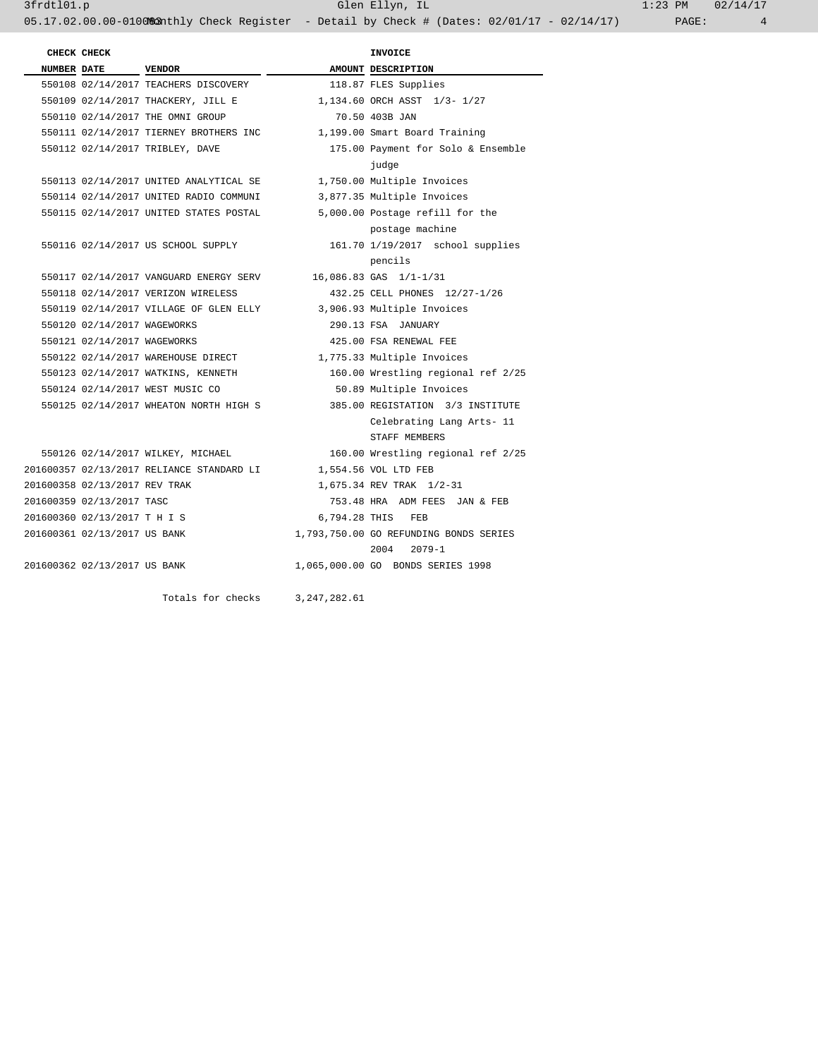| CHECK NUMBER | CHECK DATE | VENDOR | AMOUNT | INVOICE DESCRIPTION |
|---|---|---|---|---|
| 550108 | 02/14/2017 | TEACHERS DISCOVERY | 118.87 | FLES Supplies |
| 550109 | 02/14/2017 | THACKERY, JILL E | 1,134.60 | ORCH ASST 1/3- 1/27 |
| 550110 | 02/14/2017 | THE OMNI GROUP | 70.50 | 403B JAN |
| 550111 | 02/14/2017 | TIERNEY BROTHERS INC | 1,199.00 | Smart Board Training |
| 550112 | 02/14/2017 | TRIBLEY, DAVE | 175.00 | Payment for Solo & Ensemble judge |
| 550113 | 02/14/2017 | UNITED ANALYTICAL SE | 1,750.00 | Multiple Invoices |
| 550114 | 02/14/2017 | UNITED RADIO COMMUNI | 3,877.35 | Multiple Invoices |
| 550115 | 02/14/2017 | UNITED STATES POSTAL | 5,000.00 | Postage refill for the postage machine |
| 550116 | 02/14/2017 | US SCHOOL SUPPLY | 161.70 | 1/19/2017 school supplies pencils |
| 550117 | 02/14/2017 | VANGUARD ENERGY SERV | 16,086.83 | GAS 1/1-1/31 |
| 550118 | 02/14/2017 | VERIZON WIRELESS | 432.25 | CELL PHONES 12/27-1/26 |
| 550119 | 02/14/2017 | VILLAGE OF GLEN ELLY | 3,906.93 | Multiple Invoices |
| 550120 | 02/14/2017 | WAGEWORKS | 290.13 | FSA JANUARY |
| 550121 | 02/14/2017 | WAGEWORKS | 425.00 | FSA RENEWAL FEE |
| 550122 | 02/14/2017 | WAREHOUSE DIRECT | 1,775.33 | Multiple Invoices |
| 550123 | 02/14/2017 | WATKINS, KENNETH | 160.00 | Wrestling regional ref 2/25 |
| 550124 | 02/14/2017 | WEST MUSIC CO | 50.89 | Multiple Invoices |
| 550125 | 02/14/2017 | WHEATON NORTH HIGH S | 385.00 | REGISTATION 3/3 INSTITUTE Celebrating Lang Arts- 11 STAFF MEMBERS |
| 550126 | 02/14/2017 | WILKEY, MICHAEL | 160.00 | Wrestling regional ref 2/25 |
| 201600357 | 02/13/2017 | RELIANCE STANDARD LI | 1,554.56 | VOL LTD FEB |
| 201600358 | 02/13/2017 | REV TRAK | 1,675.34 | REV TRAK 1/2-31 |
| 201600359 | 02/13/2017 | TASC | 753.48 | HRA ADM FEES JAN & FEB |
| 201600360 | 02/13/2017 | T H I S | 6,794.28 | THIS FEB |
| 201600361 | 02/13/2017 | US BANK | 1,793,750.00 | GO REFUNDING BONDS SERIES 2004 2079-1 |
| 201600362 | 02/13/2017 | US BANK | 1,065,000.00 | GO BONDS SERIES 1998 |
| | | Totals for checks | 3,247,282.61 | |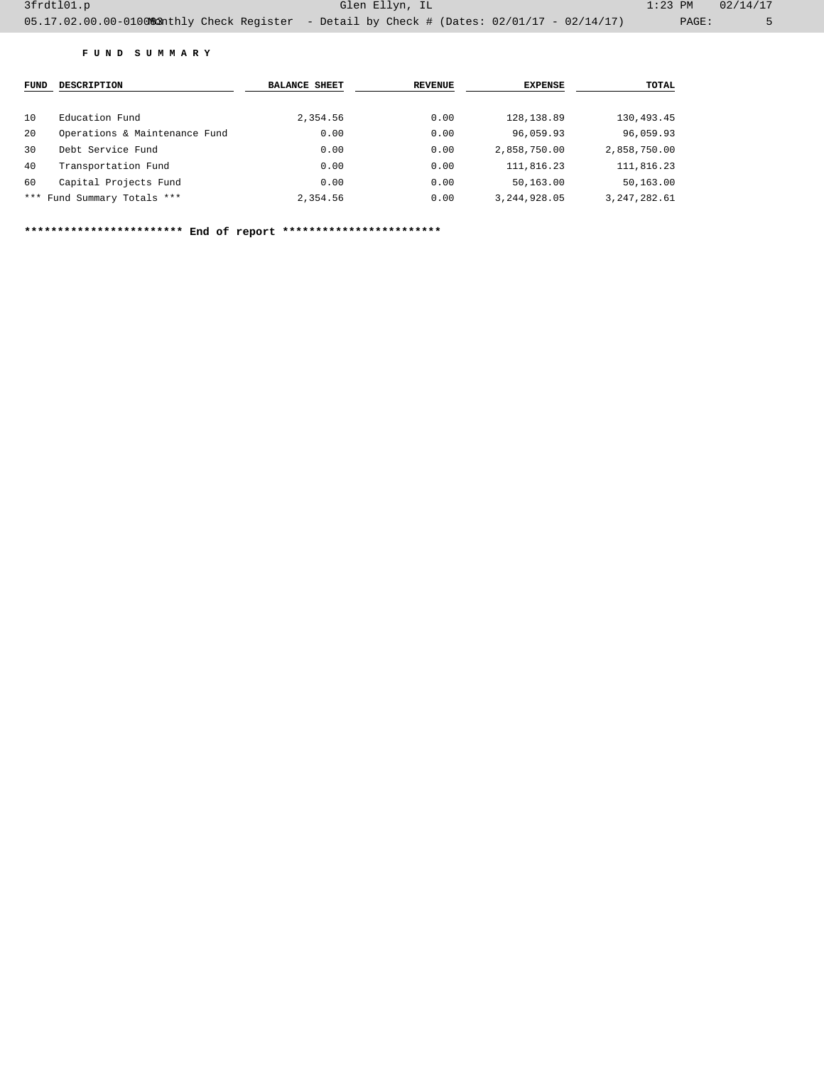**F U N D   S U M M A R Y**

| FUND | DESCRIPTION | BALANCE SHEET | REVENUE | EXPENSE | TOTAL |
|---|---|---|---|---|---|
| 10 | Education Fund | 2,354.56 | 0.00 | 128,138.89 | 130,493.45 |
| 20 | Operations & Maintenance Fund | 0.00 | 0.00 | 96,059.93 | 96,059.93 |
| 30 | Debt Service Fund | 0.00 | 0.00 | 2,858,750.00 | 2,858,750.00 |
| 40 | Transportation Fund | 0.00 | 0.00 | 111,816.23 | 111,816.23 |
| 60 | Capital Projects Fund | 0.00 | 0.00 | 50,163.00 | 50,163.00 |
| *** Fund Summary Totals *** | | 2,354.56 | 0.00 | 3,244,928.05 | 3,247,282.61 |

************************ **End of report** ************************